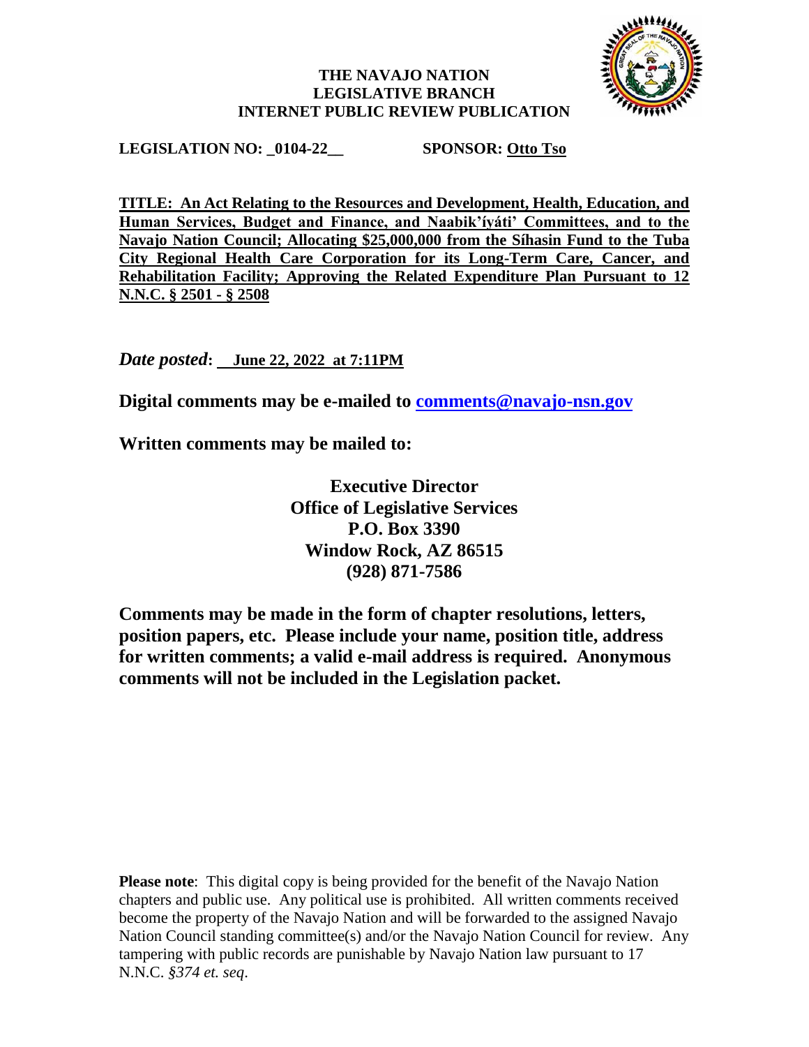**THE NAVAJO NATION**
**LEGISLATIVE BRANCH**
**INTERNET PUBLIC REVIEW PUBLICATION**

**LEGISLATION NO: _0104-22__** **SPONSOR: Otto Tso**

**TITLE: An Act Relating to the Resources and Development, Health, Education, and Human Services, Budget and Finance, and Naabik'íyáti' Committees, and to the Navajo Nation Council; Allocating $25,000,000 from the Síhasin Fund to the Tuba City Regional Health Care Corporation for its Long-Term Care, Cancer, and Rehabilitation Facility; Approving the Related Expenditure Plan Pursuant to 12 N.N.C. § 2501 - § 2508**

***Date posted*: June 22, 2022 at 7:11PM**

**Digital comments may be e-mailed to comments@navajo-nsn.gov**

**Written comments may be mailed to:**

**Executive Director**
**Office of Legislative Services**
**P.O. Box 3390**
**Window Rock, AZ 86515**
**(928) 871-7586**

**Comments may be made in the form of chapter resolutions, letters, position papers, etc. Please include your name, position title, address for written comments; a valid e-mail address is required. Anonymous comments will not be included in the Legislation packet.**

**Please note**: This digital copy is being provided for the benefit of the Navajo Nation chapters and public use. Any political use is prohibited. All written comments received become the property of the Navajo Nation and will be forwarded to the assigned Navajo Nation Council standing committee(s) and/or the Navajo Nation Council for review. Any tampering with public records are punishable by Navajo Nation law pursuant to 17 N.N.C. *§374 et. seq*.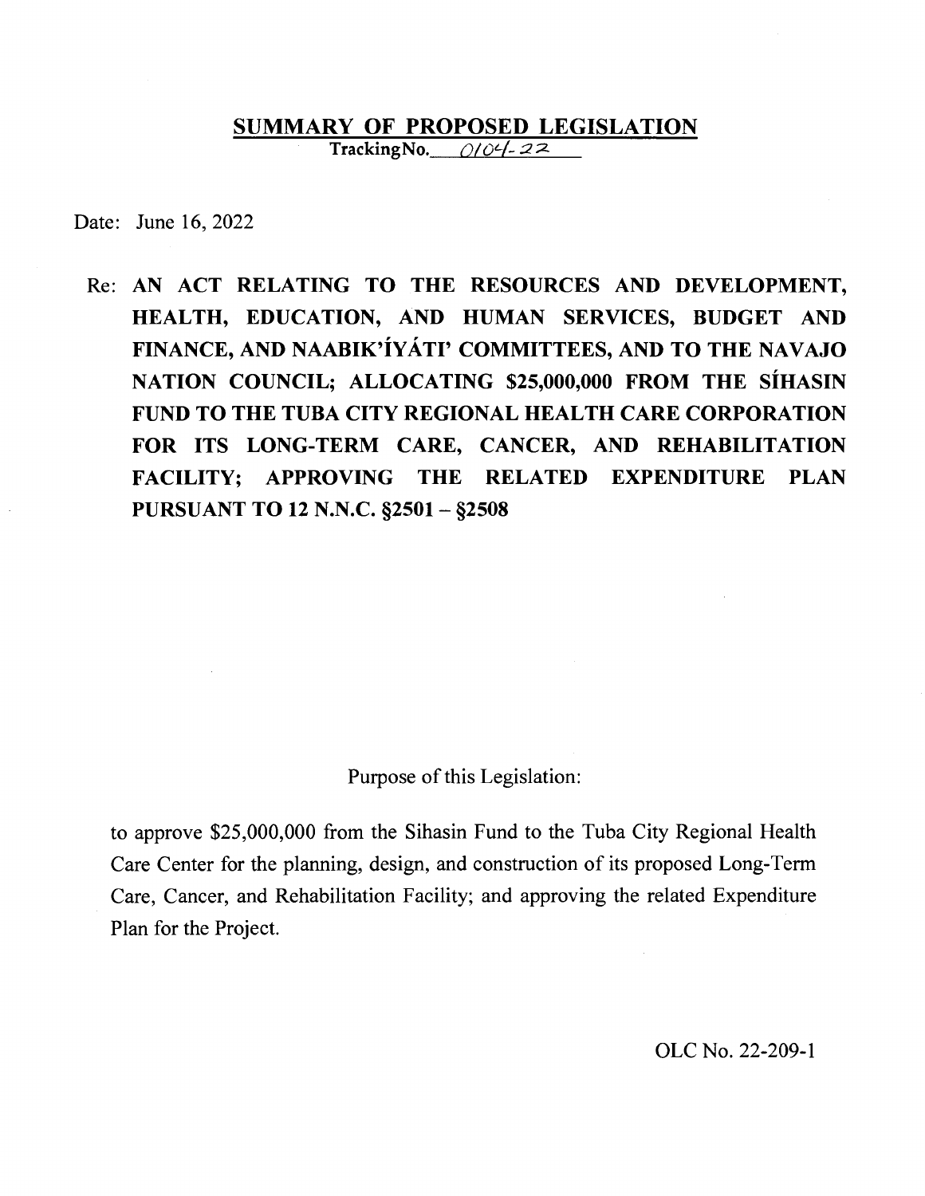## SUMMARY OF PROPOSED LEGISLATION

Tracking No. 0104-22

Date: June 16, 2022

Re: **AN ACT RELATING TO THE RESOURCES AND DEVELOPMENT, HEALTH, EDUCATION, AND HUMAN SERVICES, BUDGET AND FINANCE, AND NAABIK'ÍYÁTI' COMMITTEES, AND TO THE NAVAJO NATION COUNCIL; ALLOCATING $25,000,000 FROM THE SÍHASIN FUND TO THE TUBA CITY REGIONAL HEALTH CARE CORPORATION FOR ITS LONG-TERM CARE, CANCER, AND REHABILITATION FACILITY; APPROVING THE RELATED EXPENDITURE PLAN PURSUANT TO 12 N.N.C. §2501 – §2508**

Purpose of this Legislation:

to approve $25,000,000 from the Sihasin Fund to the Tuba City Regional Health Care Center for the planning, design, and construction of its proposed Long-Term Care, Cancer, and Rehabilitation Facility; and approving the related Expenditure Plan for the Project.

OLC No. 22-209-1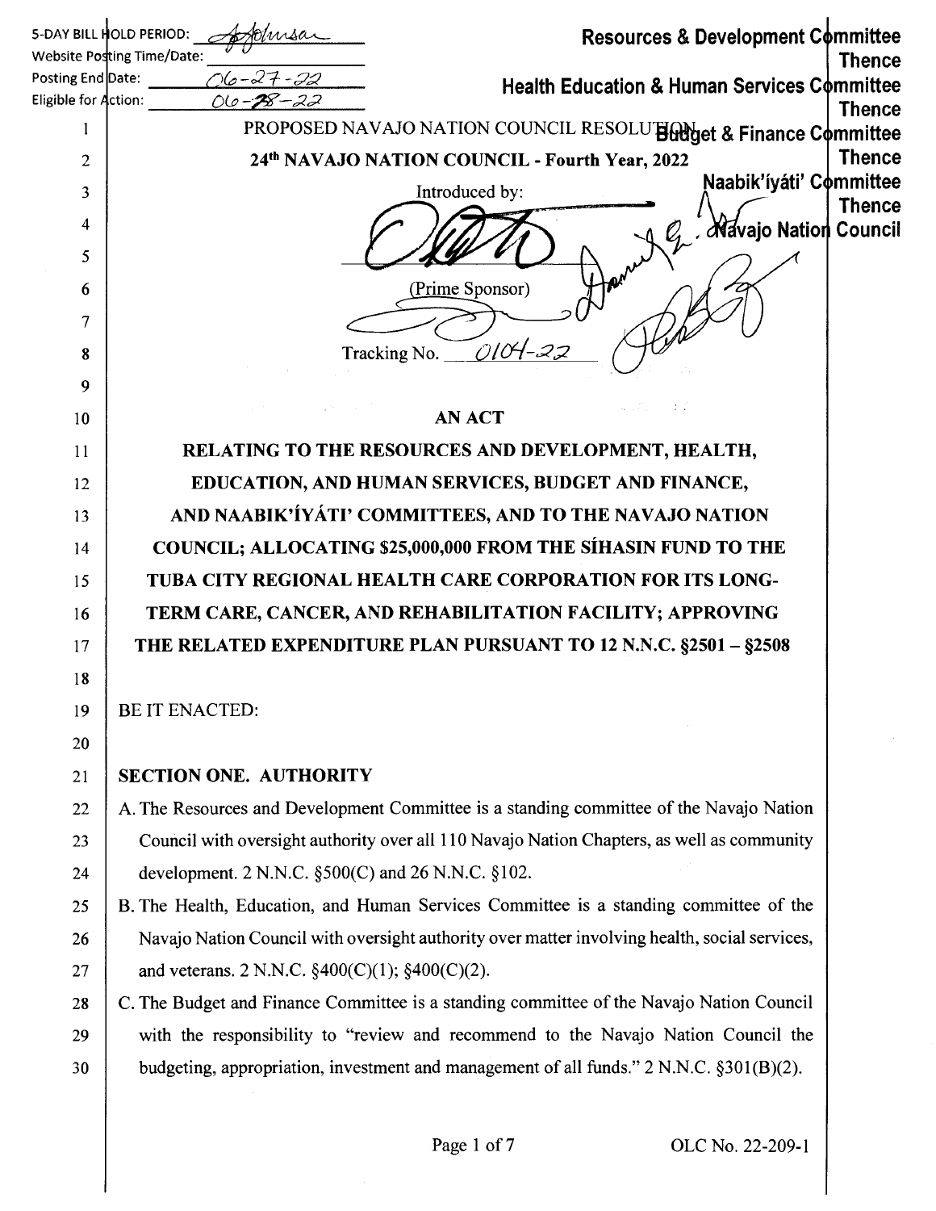5-DAY BILL HOLD PERIOD: A Johnson
Website Posting Time/Date:
Posting End Date: 06-27-22
Eligible for Action: 06-28-22

Resources & Development Committee
Thence
Health Education & Human Services Committee
Thence
Budget & Finance Committee
Thence
Naabik'íyáti' Committee
Thence
Navajo Nation Council

PROPOSED NAVAJO NATION COUNCIL RESOLUTION

**24th NAVAJO NATION COUNCIL - Fourth Year, 2022**

Introduced by:

(Prime Sponsor)

Tracking No. 0104-22

**AN ACT**

**RELATING TO THE RESOURCES AND DEVELOPMENT, HEALTH, EDUCATION, AND HUMAN SERVICES, BUDGET AND FINANCE, AND NAABIK'ÍYÁTI' COMMITTEES, AND TO THE NAVAJO NATION COUNCIL; ALLOCATING $25,000,000 FROM THE SÍHASIN FUND TO THE TUBA CITY REGIONAL HEALTH CARE CORPORATION FOR ITS LONG-TERM CARE, CANCER, AND REHABILITATION FACILITY; APPROVING THE RELATED EXPENDITURE PLAN PURSUANT TO 12 N.N.C. §2501 – §2508**

BE IT ENACTED:

## SECTION ONE. AUTHORITY

A. The Resources and Development Committee is a standing committee of the Navajo Nation Council with oversight authority over all 110 Navajo Nation Chapters, as well as community development. 2 N.N.C. §500(C) and 26 N.N.C. §102.

B. The Health, Education, and Human Services Committee is a standing committee of the Navajo Nation Council with oversight authority over matter involving health, social services, and veterans. 2 N.N.C. §400(C)(1); §400(C)(2).

C. The Budget and Finance Committee is a standing committee of the Navajo Nation Council with the responsibility to "review and recommend to the Navajo Nation Council the budgeting, appropriation, investment and management of all funds." 2 N.N.C. §301(B)(2).

OLC No. 22-209-1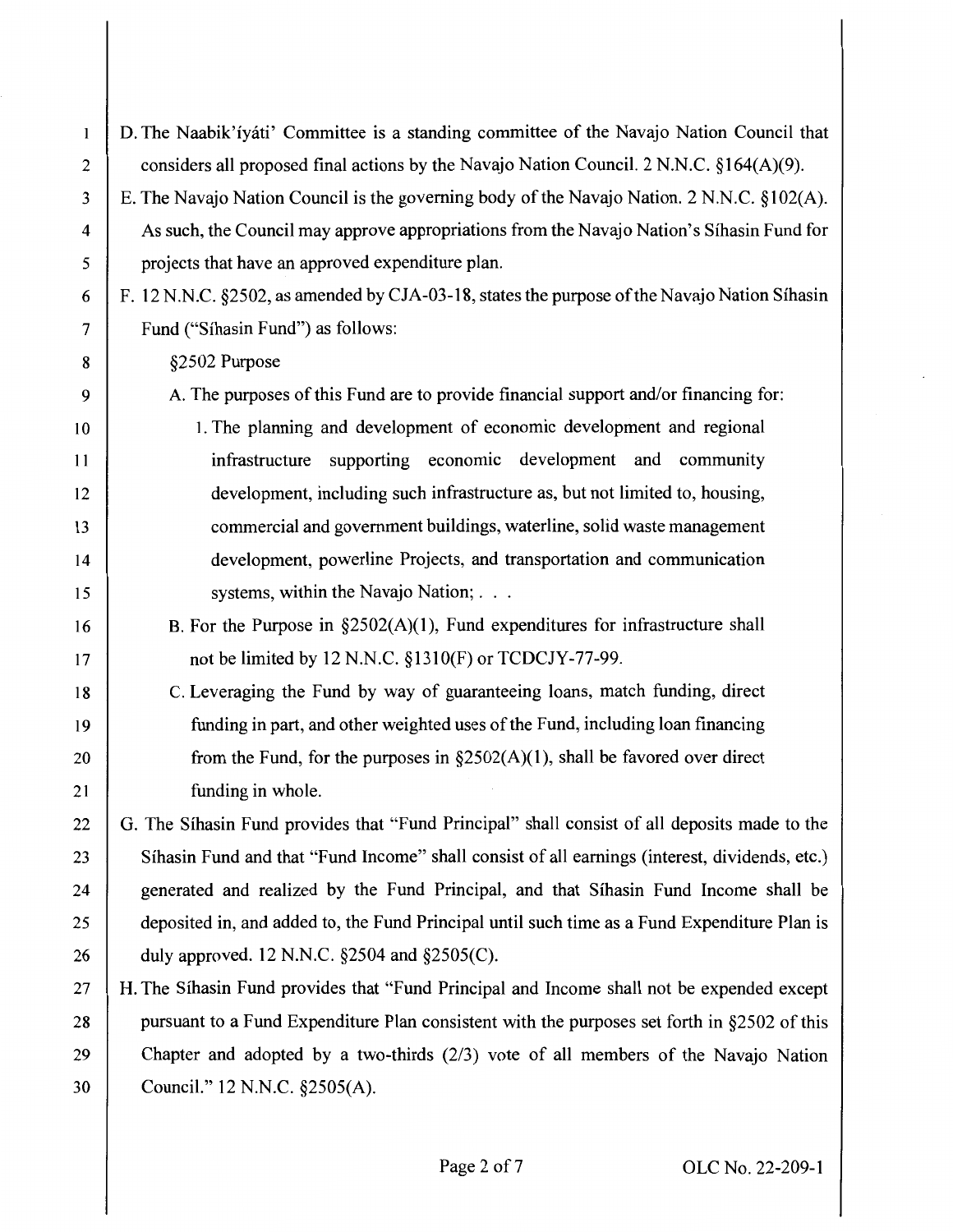D. The Naabik'íyáti' Committee is a standing committee of the Navajo Nation Council that considers all proposed final actions by the Navajo Nation Council. 2 N.N.C. §164(A)(9).

E. The Navajo Nation Council is the governing body of the Navajo Nation. 2 N.N.C. §102(A). As such, the Council may approve appropriations from the Navajo Nation's Síhasin Fund for projects that have an approved expenditure plan.

F. 12 N.N.C. §2502, as amended by CJA-03-18, states the purpose of the Navajo Nation Síhasin Fund ("Síhasin Fund") as follows:

§2502 Purpose

A. The purposes of this Fund are to provide financial support and/or financing for:

1. The planning and development of economic development and regional infrastructure supporting economic development and community development, including such infrastructure as, but not limited to, housing, commercial and government buildings, waterline, solid waste management development, powerline Projects, and transportation and communication systems, within the Navajo Nation; . . .

B. For the Purpose in §2502(A)(1), Fund expenditures for infrastructure shall not be limited by 12 N.N.C. §1310(F) or TCDCJY-77-99.

C. Leveraging the Fund by way of guaranteeing loans, match funding, direct funding in part, and other weighted uses of the Fund, including loan financing from the Fund, for the purposes in §2502(A)(1), shall be favored over direct funding in whole.

G. The Síhasin Fund provides that "Fund Principal" shall consist of all deposits made to the Síhasin Fund and that "Fund Income" shall consist of all earnings (interest, dividends, etc.) generated and realized by the Fund Principal, and that Síhasin Fund Income shall be deposited in, and added to, the Fund Principal until such time as a Fund Expenditure Plan is duly approved. 12 N.N.C. §2504 and §2505(C).

H. The Síhasin Fund provides that "Fund Principal and Income shall not be expended except pursuant to a Fund Expenditure Plan consistent with the purposes set forth in §2502 of this Chapter and adopted by a two-thirds (2/3) vote of all members of the Navajo Nation Council." 12 N.N.C. §2505(A).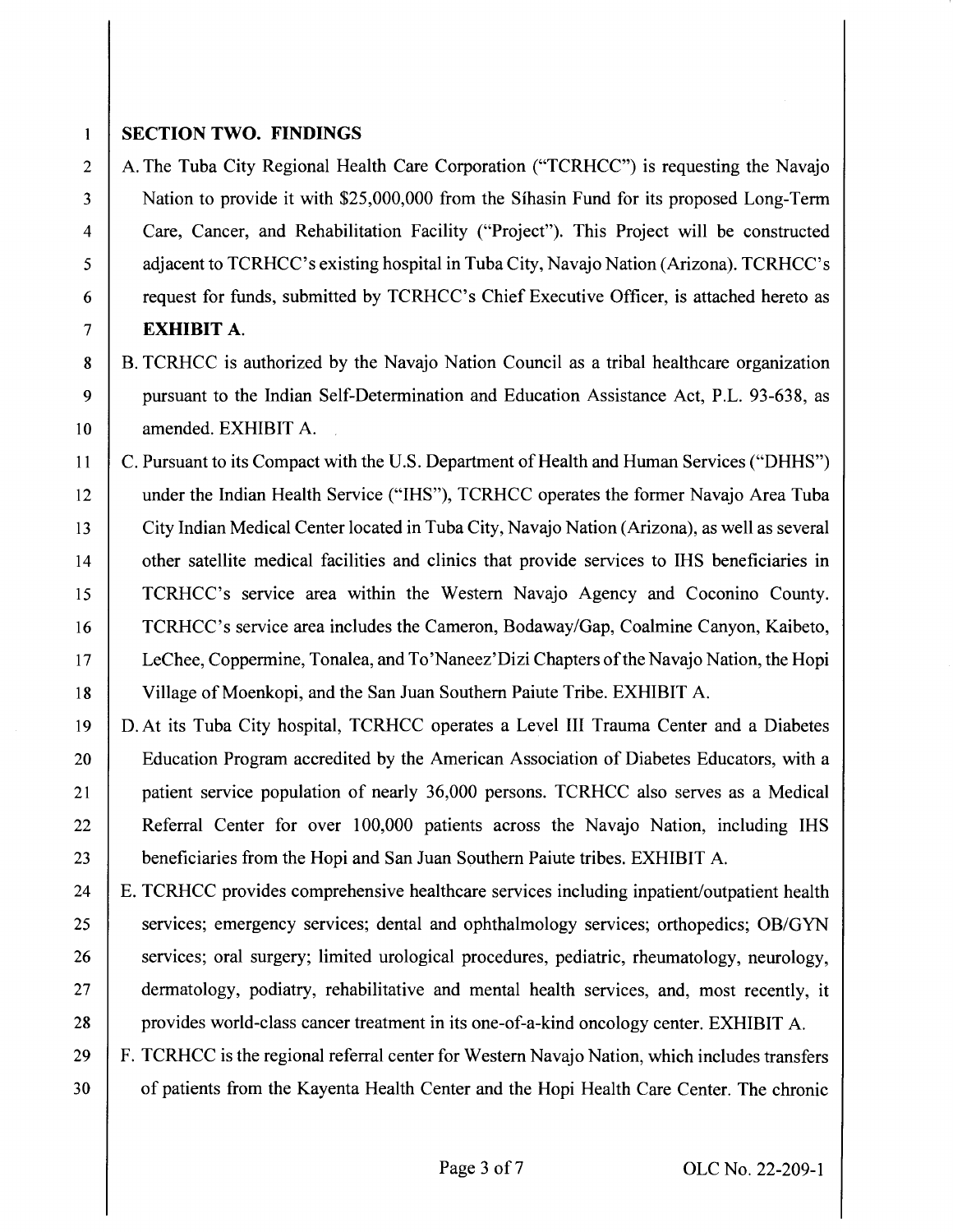## SECTION TWO. FINDINGS

A. The Tuba City Regional Health Care Corporation ("TCRHCC") is requesting the Navajo Nation to provide it with $25,000,000 from the Síhasin Fund for its proposed Long-Term Care, Cancer, and Rehabilitation Facility ("Project"). This Project will be constructed adjacent to TCRHCC's existing hospital in Tuba City, Navajo Nation (Arizona). TCRHCC's request for funds, submitted by TCRHCC's Chief Executive Officer, is attached hereto as **EXHIBIT A.**

B. TCRHCC is authorized by the Navajo Nation Council as a tribal healthcare organization pursuant to the Indian Self-Determination and Education Assistance Act, P.L. 93-638, as amended. EXHIBIT A.

C. Pursuant to its Compact with the U.S. Department of Health and Human Services ("DHHS") under the Indian Health Service ("IHS"), TCRHCC operates the former Navajo Area Tuba City Indian Medical Center located in Tuba City, Navajo Nation (Arizona), as well as several other satellite medical facilities and clinics that provide services to IHS beneficiaries in TCRHCC's service area within the Western Navajo Agency and Coconino County. TCRHCC's service area includes the Cameron, Bodaway/Gap, Coalmine Canyon, Kaibeto, LeChee, Coppermine, Tonalea, and To'Naneez'Dizi Chapters of the Navajo Nation, the Hopi Village of Moenkopi, and the San Juan Southern Paiute Tribe. EXHIBIT A.

D. At its Tuba City hospital, TCRHCC operates a Level III Trauma Center and a Diabetes Education Program accredited by the American Association of Diabetes Educators, with a patient service population of nearly 36,000 persons. TCRHCC also serves as a Medical Referral Center for over 100,000 patients across the Navajo Nation, including IHS beneficiaries from the Hopi and San Juan Southern Paiute tribes. EXHIBIT A.

E. TCRHCC provides comprehensive healthcare services including inpatient/outpatient health services; emergency services; dental and ophthalmology services; orthopedics; OB/GYN services; oral surgery; limited urological procedures, pediatric, rheumatology, neurology, dermatology, podiatry, rehabilitative and mental health services, and, most recently, it provides world-class cancer treatment in its one-of-a-kind oncology center. EXHIBIT A.

F. TCRHCC is the regional referral center for Western Navajo Nation, which includes transfers of patients from the Kayenta Health Center and the Hopi Health Care Center. The chronic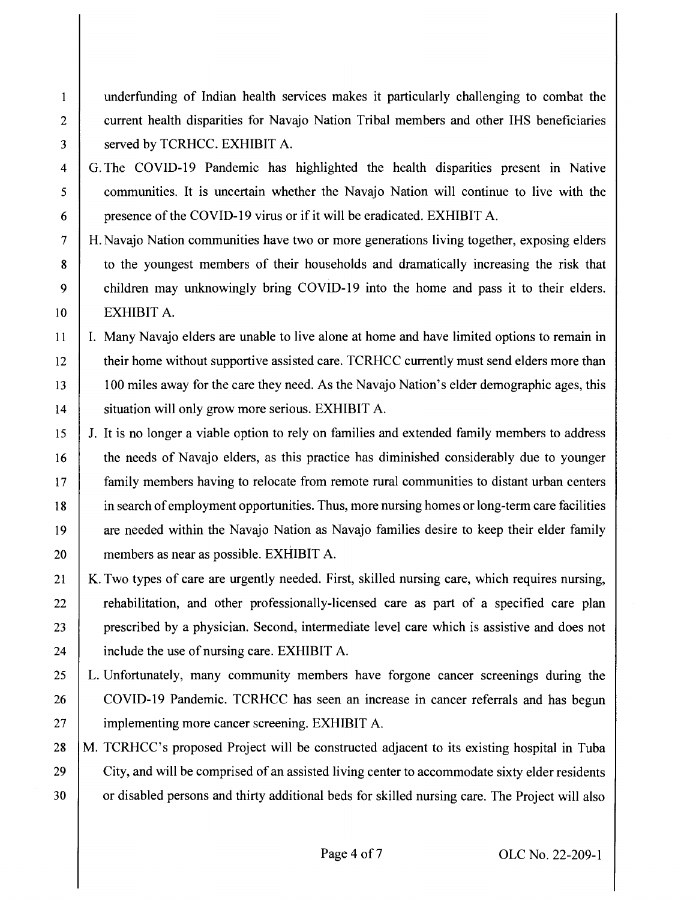underfunding of Indian health services makes it particularly challenging to combat the current health disparities for Navajo Nation Tribal members and other IHS beneficiaries served by TCRHCC. EXHIBIT A.

G. The COVID-19 Pandemic has highlighted the health disparities present in Native communities. It is uncertain whether the Navajo Nation will continue to live with the presence of the COVID-19 virus or if it will be eradicated. EXHIBIT A.

H. Navajo Nation communities have two or more generations living together, exposing elders to the youngest members of their households and dramatically increasing the risk that children may unknowingly bring COVID-19 into the home and pass it to their elders. EXHIBIT A.

I. Many Navajo elders are unable to live alone at home and have limited options to remain in their home without supportive assisted care. TCRHCC currently must send elders more than 100 miles away for the care they need. As the Navajo Nation's elder demographic ages, this situation will only grow more serious. EXHIBIT A.

J. It is no longer a viable option to rely on families and extended family members to address the needs of Navajo elders, as this practice has diminished considerably due to younger family members having to relocate from remote rural communities to distant urban centers in search of employment opportunities. Thus, more nursing homes or long-term care facilities are needed within the Navajo Nation as Navajo families desire to keep their elder family members as near as possible. EXHIBIT A.

K. Two types of care are urgently needed. First, skilled nursing care, which requires nursing, rehabilitation, and other professionally-licensed care as part of a specified care plan prescribed by a physician. Second, intermediate level care which is assistive and does not include the use of nursing care. EXHIBIT A.

L. Unfortunately, many community members have forgone cancer screenings during the COVID-19 Pandemic. TCRHCC has seen an increase in cancer referrals and has begun implementing more cancer screening. EXHIBIT A.

M. TCRHCC's proposed Project will be constructed adjacent to its existing hospital in Tuba City, and will be comprised of an assisted living center to accommodate sixty elder residents or disabled persons and thirty additional beds for skilled nursing care. The Project will also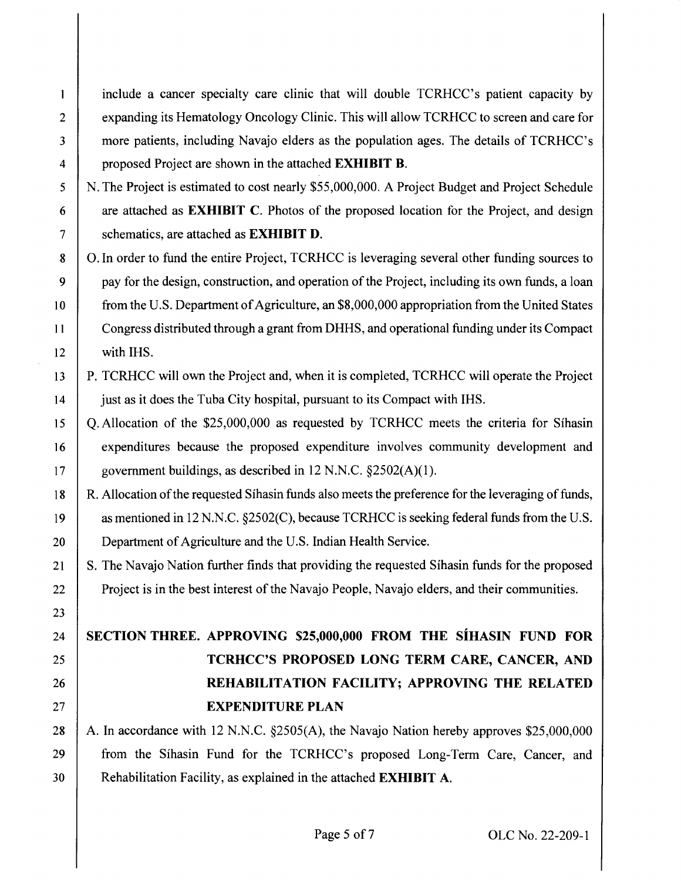include a cancer specialty care clinic that will double TCRHCC's patient capacity by expanding its Hematology Oncology Clinic. This will allow TCRHCC to screen and care for more patients, including Navajo elders as the population ages. The details of TCRHCC's proposed Project are shown in the attached **EXHIBIT B**.

N. The Project is estimated to cost nearly $55,000,000. A Project Budget and Project Schedule are attached as **EXHIBIT C**. Photos of the proposed location for the Project, and design schematics, are attached as **EXHIBIT D**.

O. In order to fund the entire Project, TCRHCC is leveraging several other funding sources to pay for the design, construction, and operation of the Project, including its own funds, a loan from the U.S. Department of Agriculture, an $8,000,000 appropriation from the United States Congress distributed through a grant from DHHS, and operational funding under its Compact with IHS.

P. TCRHCC will own the Project and, when it is completed, TCRHCC will operate the Project just as it does the Tuba City hospital, pursuant to its Compact with IHS.

Q. Allocation of the $25,000,000 as requested by TCRHCC meets the criteria for Síhasin expenditures because the proposed expenditure involves community development and government buildings, as described in 12 N.N.C. §2502(A)(1).

R. Allocation of the requested Síhasin funds also meets the preference for the leveraging of funds, as mentioned in 12 N.N.C. §2502(C), because TCRHCC is seeking federal funds from the U.S. Department of Agriculture and the U.S. Indian Health Service.

S. The Navajo Nation further finds that providing the requested Síhasin funds for the proposed Project is in the best interest of the Navajo People, Navajo elders, and their communities.

## SECTION THREE. APPROVING $25,000,000 FROM THE SÍHASIN FUND FOR TCRHCC'S PROPOSED LONG TERM CARE, CANCER, AND REHABILITATION FACILITY; APPROVING THE RELATED EXPENDITURE PLAN

A. In accordance with 12 N.N.C. §2505(A), the Navajo Nation hereby approves $25,000,000 from the Síhasin Fund for the TCRHCC's proposed Long-Term Care, Cancer, and Rehabilitation Facility, as explained in the attached **EXHIBIT A**.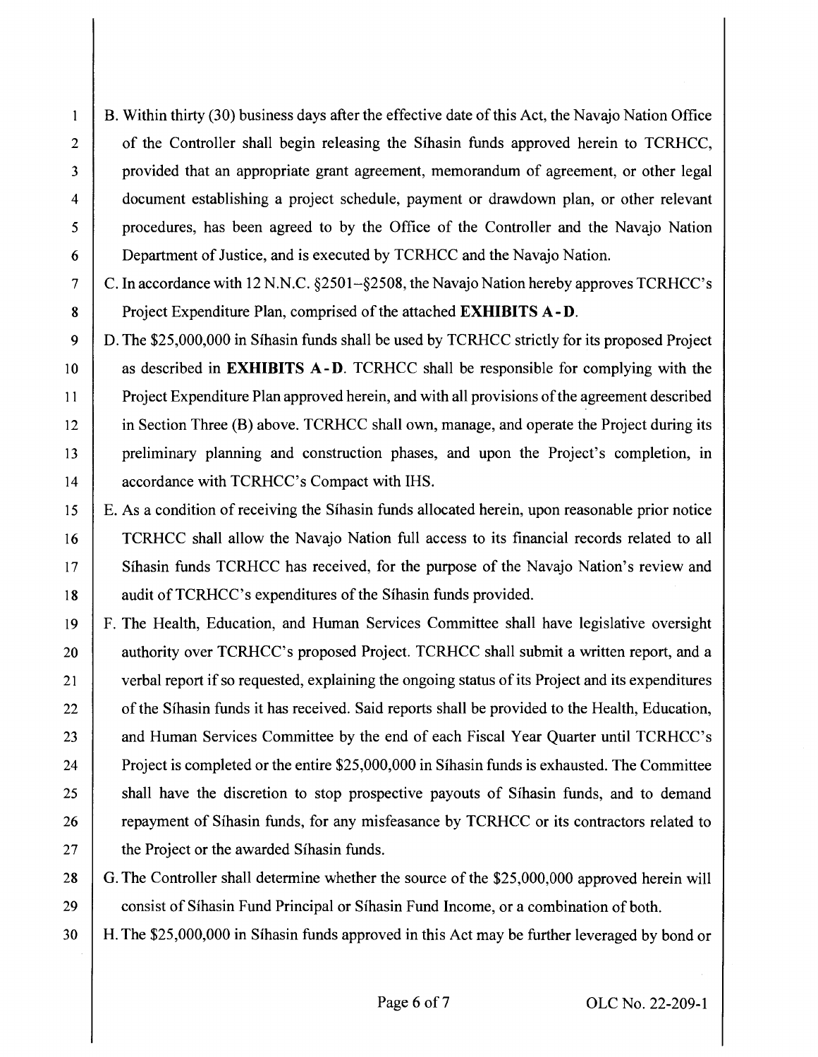B. Within thirty (30) business days after the effective date of this Act, the Navajo Nation Office of the Controller shall begin releasing the Síhasin funds approved herein to TCRHCC, provided that an appropriate grant agreement, memorandum of agreement, or other legal document establishing a project schedule, payment or drawdown plan, or other relevant procedures, has been agreed to by the Office of the Controller and the Navajo Nation Department of Justice, and is executed by TCRHCC and the Navajo Nation.

C. In accordance with 12 N.N.C. §2501–§2508, the Navajo Nation hereby approves TCRHCC's Project Expenditure Plan, comprised of the attached **EXHIBITS A - D**.

D. The $25,000,000 in Síhasin funds shall be used by TCRHCC strictly for its proposed Project as described in **EXHIBITS A - D**. TCRHCC shall be responsible for complying with the Project Expenditure Plan approved herein, and with all provisions of the agreement described in Section Three (B) above. TCRHCC shall own, manage, and operate the Project during its preliminary planning and construction phases, and upon the Project's completion, in accordance with TCRHCC's Compact with IHS.

E. As a condition of receiving the Síhasin funds allocated herein, upon reasonable prior notice TCRHCC shall allow the Navajo Nation full access to its financial records related to all Síhasin funds TCRHCC has received, for the purpose of the Navajo Nation's review and audit of TCRHCC's expenditures of the Síhasin funds provided.

F. The Health, Education, and Human Services Committee shall have legislative oversight authority over TCRHCC's proposed Project. TCRHCC shall submit a written report, and a verbal report if so requested, explaining the ongoing status of its Project and its expenditures of the Síhasin funds it has received. Said reports shall be provided to the Health, Education, and Human Services Committee by the end of each Fiscal Year Quarter until TCRHCC's Project is completed or the entire $25,000,000 in Síhasin funds is exhausted. The Committee shall have the discretion to stop prospective payouts of Síhasin funds, and to demand repayment of Síhasin funds, for any misfeasance by TCRHCC or its contractors related to the Project or the awarded Síhasin funds.

G. The Controller shall determine whether the source of the $25,000,000 approved herein will consist of Síhasin Fund Principal or Síhasin Fund Income, or a combination of both.

H. The $25,000,000 in Síhasin funds approved in this Act may be further leveraged by bond or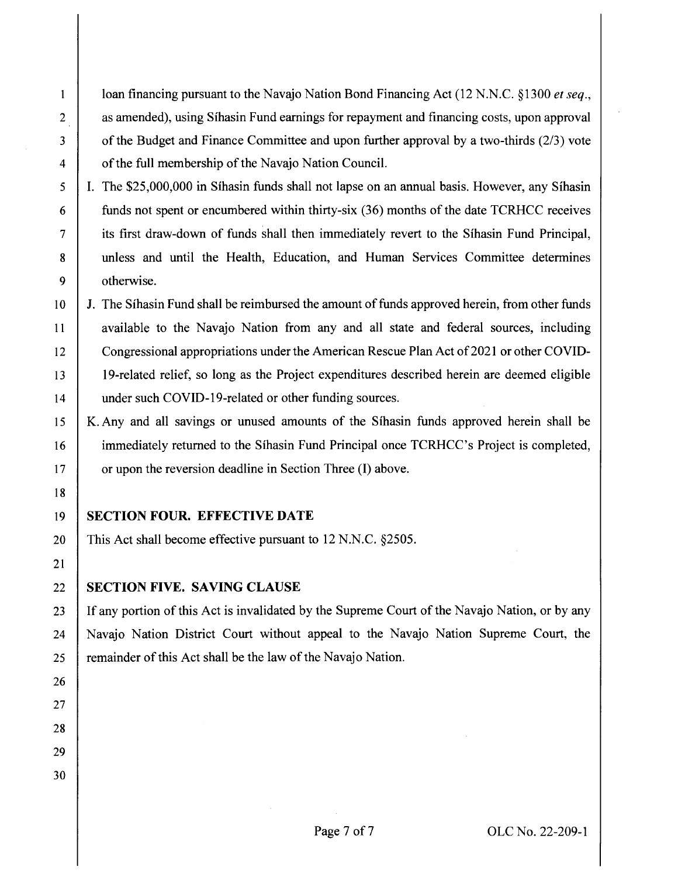loan financing pursuant to the Navajo Nation Bond Financing Act (12 N.N.C. §1300 *et seq.*, as amended), using Síhasin Fund earnings for repayment and financing costs, upon approval of the Budget and Finance Committee and upon further approval by a two-thirds (2/3) vote of the full membership of the Navajo Nation Council.

I. The $25,000,000 in Síhasin funds shall not lapse on an annual basis. However, any Síhasin funds not spent or encumbered within thirty-six (36) months of the date TCRHCC receives its first draw-down of funds shall then immediately revert to the Síhasin Fund Principal, unless and until the Health, Education, and Human Services Committee determines otherwise.

J. The Síhasin Fund shall be reimbursed the amount of funds approved herein, from other funds available to the Navajo Nation from any and all state and federal sources, including Congressional appropriations under the American Rescue Plan Act of 2021 or other COVID-19-related relief, so long as the Project expenditures described herein are deemed eligible under such COVID-19-related or other funding sources.

K. Any and all savings or unused amounts of the Síhasin funds approved herein shall be immediately returned to the Síhasin Fund Principal once TCRHCC's Project is completed, or upon the reversion deadline in Section Three (I) above.

**SECTION FOUR. EFFECTIVE DATE**

This Act shall become effective pursuant to 12 N.N.C. §2505.

**SECTION FIVE. SAVING CLAUSE**

If any portion of this Act is invalidated by the Supreme Court of the Navajo Nation, or by any Navajo Nation District Court without appeal to the Navajo Nation Supreme Court, the remainder of this Act shall be the law of the Navajo Nation.

OLC No. 22-209-1